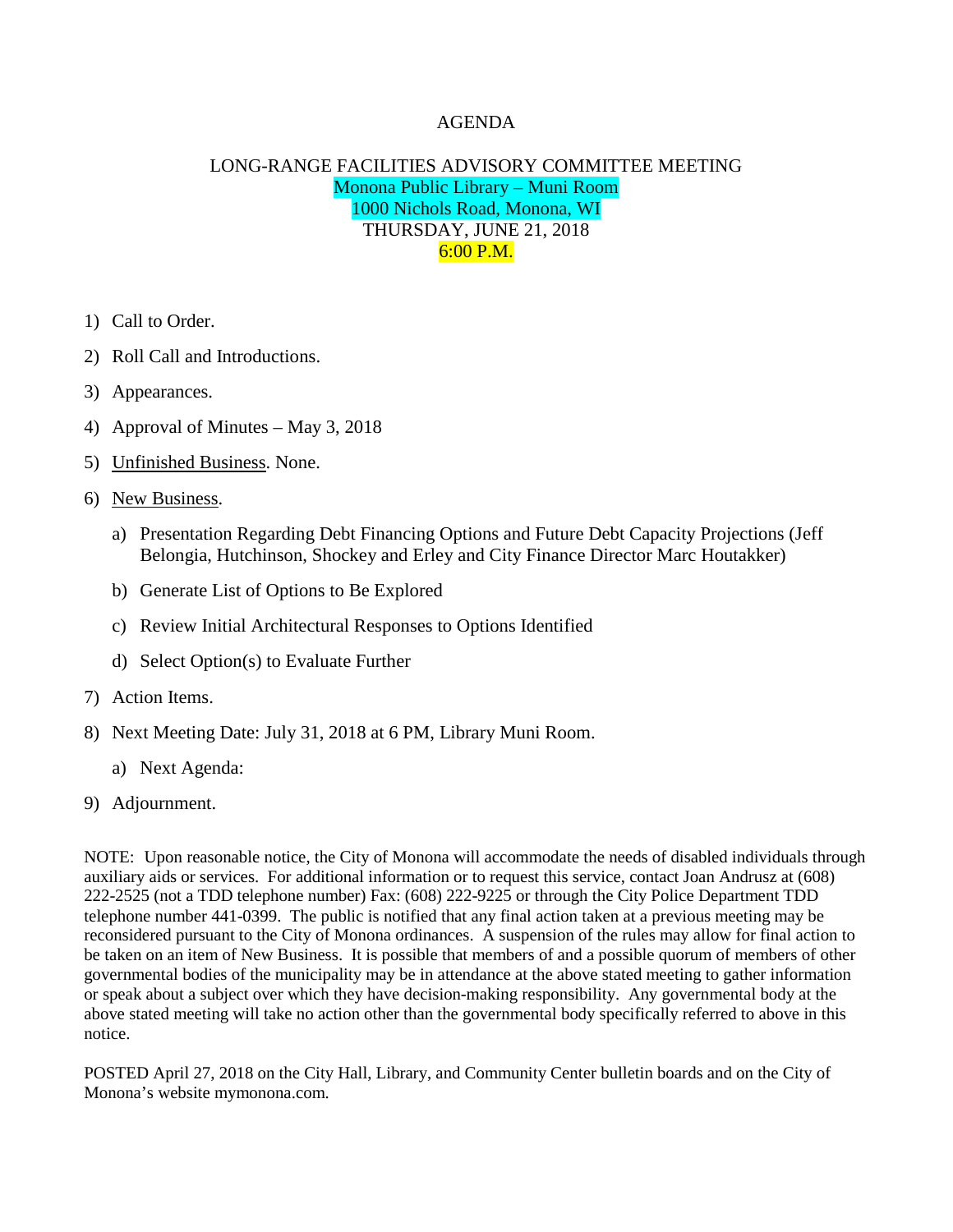# AGENDA

## LONG-RANGE FACILITIES ADVISORY COMMITTEE MEETING

Monona Public Library – Muni Room
1000 Nichols Road, Monona, WI
THURSDAY, JUNE 21, 2018
6:00 P.M.

1) Call to Order.
2) Roll Call and Introductions.
3) Appearances.
4) Approval of Minutes – May 3, 2018
5) Unfinished Business. None.
6) New Business.
   a) Presentation Regarding Debt Financing Options and Future Debt Capacity Projections (Jeff Belongia, Hutchinson, Shockey and Erley and City Finance Director Marc Houtakker)
   b) Generate List of Options to Be Explored
   c) Review Initial Architectural Responses to Options Identified
   d) Select Option(s) to Evaluate Further
7) Action Items.
8) Next Meeting Date: July 31, 2018 at 6 PM, Library Muni Room.
   a) Next Agenda:
9) Adjournment.

NOTE: Upon reasonable notice, the City of Monona will accommodate the needs of disabled individuals through auxiliary aids or services. For additional information or to request this service, contact Joan Andrusz at (608) 222-2525 (not a TDD telephone number) Fax: (608) 222-9225 or through the City Police Department TDD telephone number 441-0399. The public is notified that any final action taken at a previous meeting may be reconsidered pursuant to the City of Monona ordinances. A suspension of the rules may allow for final action to be taken on an item of New Business. It is possible that members of and a possible quorum of members of other governmental bodies of the municipality may be in attendance at the above stated meeting to gather information or speak about a subject over which they have decision-making responsibility. Any governmental body at the above stated meeting will take no action other than the governmental body specifically referred to above in this notice.

POSTED April 27, 2018 on the City Hall, Library, and Community Center bulletin boards and on the City of Monona's website mymonona.com.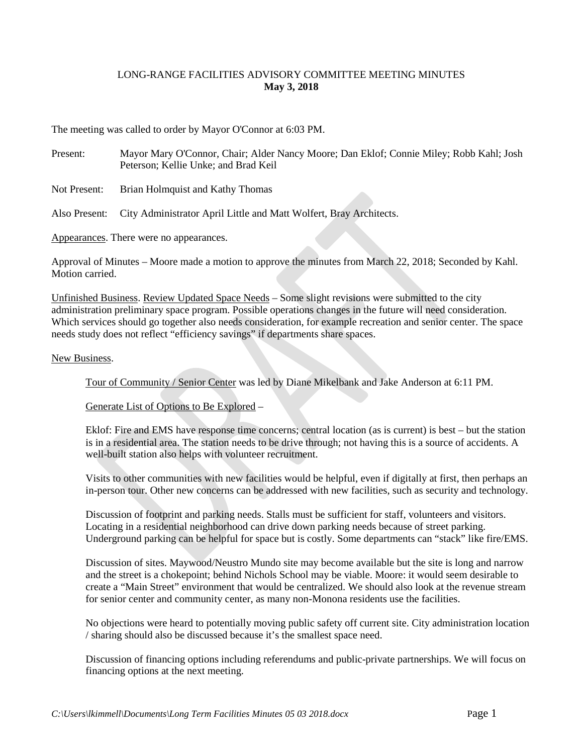LONG-RANGE FACILITIES ADVISORY COMMITTEE MEETING MINUTES
**May 3, 2018**

The meeting was called to order by Mayor O'Connor at 6:03 PM.

Present: Mayor Mary O'Connor, Chair; Alder Nancy Moore; Dan Eklof; Connie Miley; Robb Kahl; Josh Peterson; Kellie Unke; and Brad Keil

Not Present: Brian Holmquist and Kathy Thomas

Also Present: City Administrator April Little and Matt Wolfert, Bray Architects.

Appearances. There were no appearances.

Approval of Minutes – Moore made a motion to approve the minutes from March 22, 2018; Seconded by Kahl. Motion carried.

Unfinished Business. Review Updated Space Needs – Some slight revisions were submitted to the city administration preliminary space program. Possible operations changes in the future will need consideration. Which services should go together also needs consideration, for example recreation and senior center. The space needs study does not reflect "efficiency savings" if departments share spaces.

New Business.

Tour of Community / Senior Center was led by Diane Mikelbank and Jake Anderson at 6:11 PM.

Generate List of Options to Be Explored –

Eklof: Fire and EMS have response time concerns; central location (as is current) is best – but the station is in a residential area. The station needs to be drive through; not having this is a source of accidents. A well-built station also helps with volunteer recruitment.

Visits to other communities with new facilities would be helpful, even if digitally at first, then perhaps an in-person tour. Other new concerns can be addressed with new facilities, such as security and technology.

Discussion of footprint and parking needs. Stalls must be sufficient for staff, volunteers and visitors. Locating in a residential neighborhood can drive down parking needs because of street parking. Underground parking can be helpful for space but is costly. Some departments can "stack" like fire/EMS.

Discussion of sites. Maywood/Neustro Mundo site may become available but the site is long and narrow and the street is a chokepoint; behind Nichols School may be viable. Moore: it would seem desirable to create a "Main Street" environment that would be centralized. We should also look at the revenue stream for senior center and community center, as many non-Monona residents use the facilities.

No objections were heard to potentially moving public safety off current site. City administration location / sharing should also be discussed because it's the smallest space need.

Discussion of financing options including referendums and public-private partnerships. We will focus on financing options at the next meeting.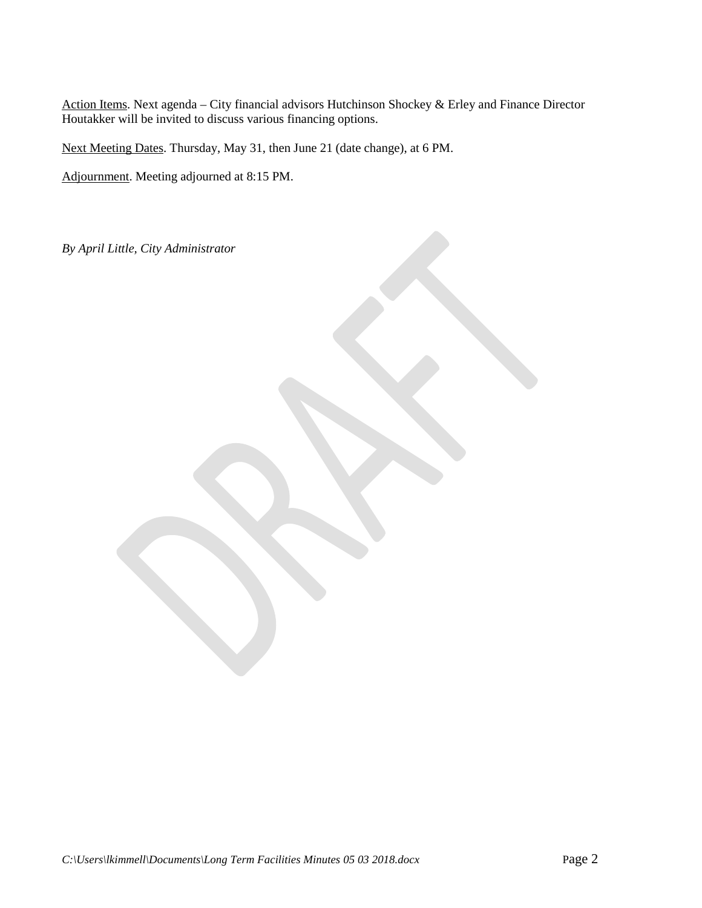<u>Action Items</u>. Next agenda – City financial advisors Hutchinson Shockey & Erley and Finance Director Houtakker will be invited to discuss various financing options.

<u>Next Meeting Dates</u>. Thursday, May 31, then June 21 (date change), at 6 PM.

<u>Adjournment</u>. Meeting adjourned at 8:15 PM.

*By April Little, City Administrator*